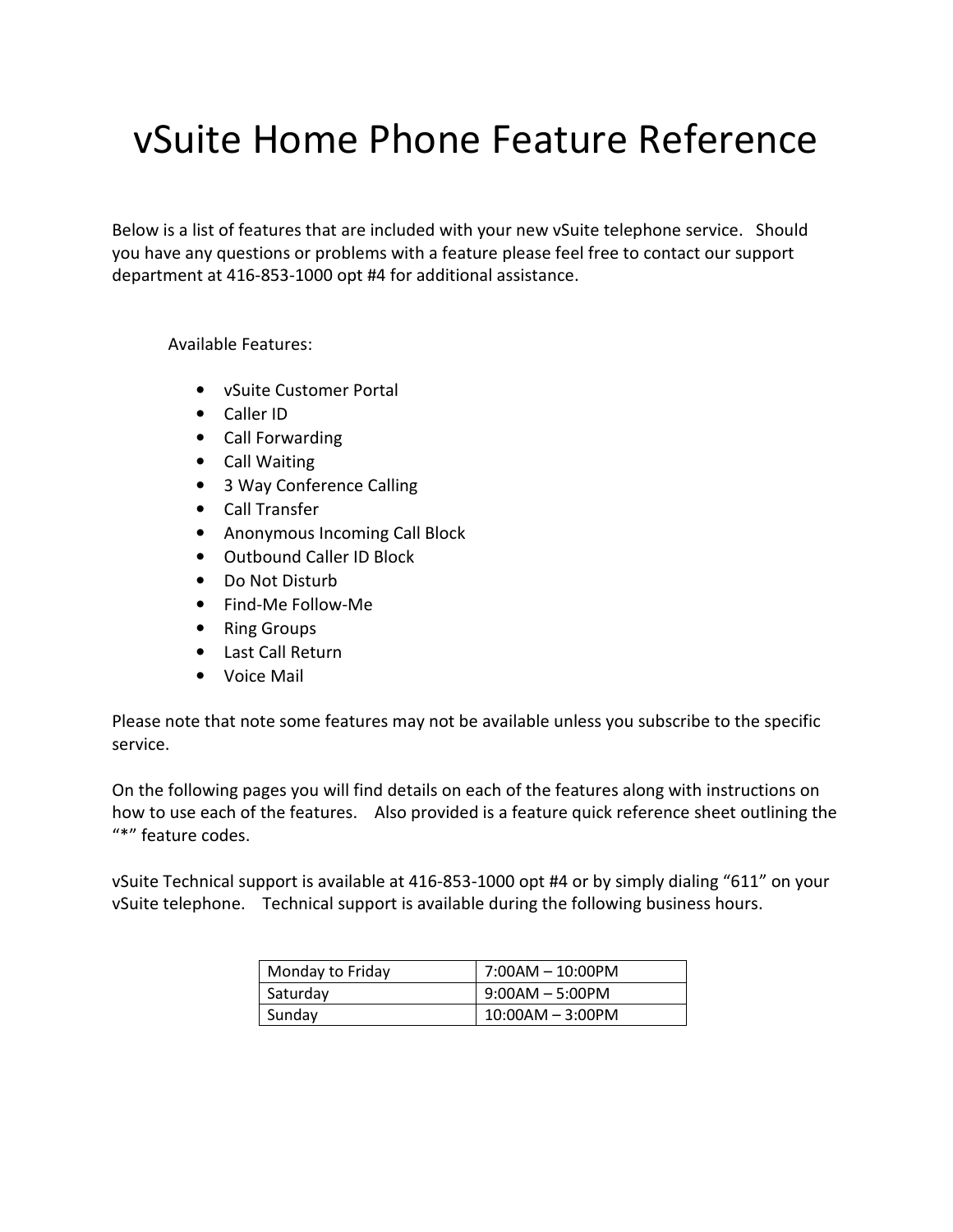# vSuite Home Phone Feature Reference

Below is a list of features that are included with your new vSuite telephone service. Should you have any questions or problems with a feature please feel free to contact our support department at 416-853-1000 opt #4 for additional assistance.

Available Features:

- vSuite Customer Portal
- Caller ID
- Call Forwarding
- Call Waiting
- 3 Way Conference Calling
- Call Transfer
- Anonymous Incoming Call Block
- Outbound Caller ID Block
- Do Not Disturb
- Find-Me Follow-Me
- Ring Groups
- Last Call Return
- Voice Mail

Please note that note some features may not be available unless you subscribe to the specific service.

On the following pages you will find details on each of the features along with instructions on how to use each of the features. Also provided is a feature quick reference sheet outlining the "*" feature codes.

vSuite Technical support is available at 416-853-1000 opt #4 or by simply dialing "611" on your vSuite telephone. Technical support is available during the following business hours.

| Monday to Friday | 7:00AM – 10:00PM |
|---|---|
| Saturday | 9:00AM – 5:00PM |
| Sunday | 10:00AM – 3:00PM |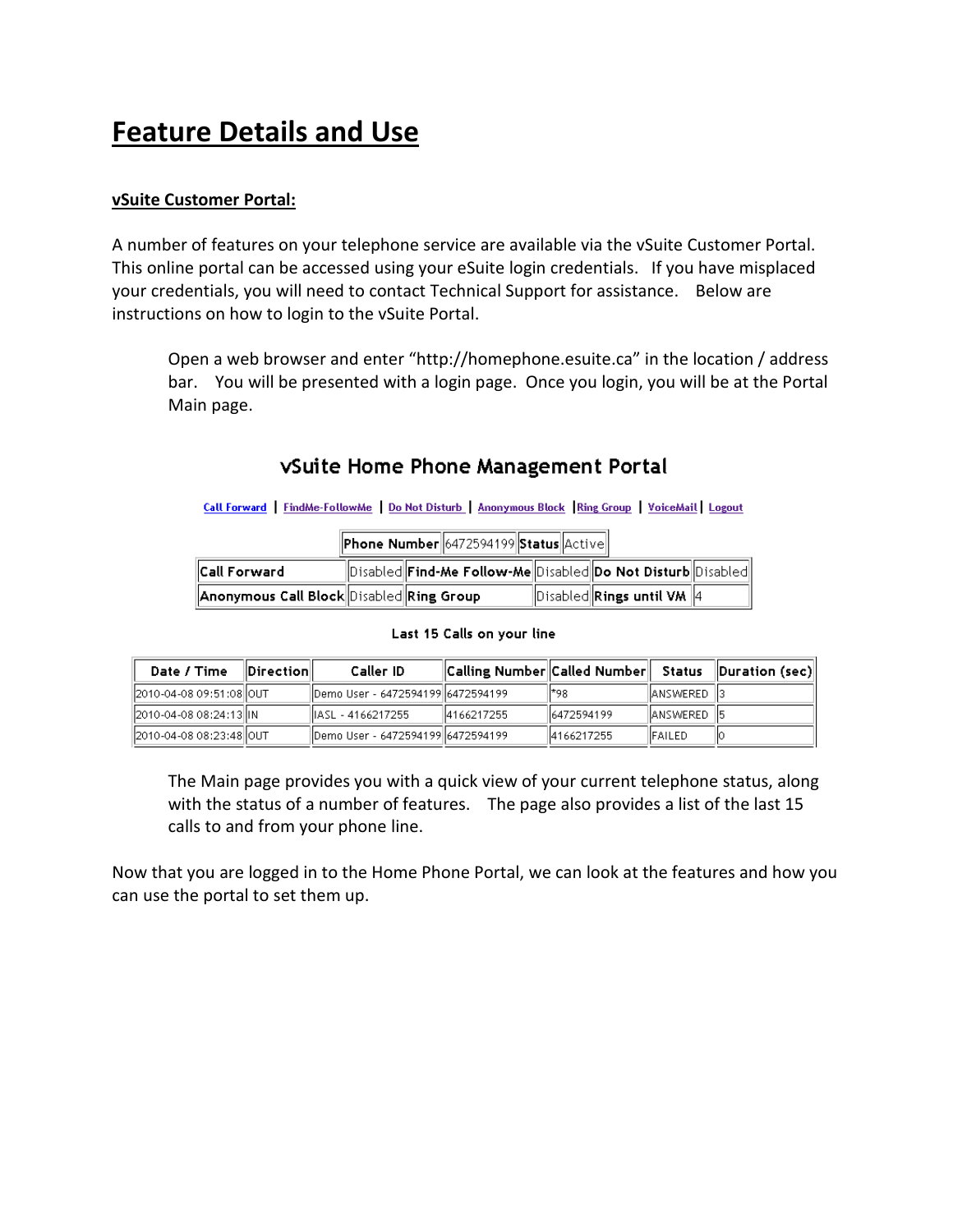# Feature Details and Use

**vSuite Customer Portal:**

A number of features on your telephone service are available via the vSuite Customer Portal. This online portal can be accessed using your eSuite login credentials. If you have misplaced your credentials, you will need to contact Technical Support for assistance. Below are instructions on how to login to the vSuite Portal.

> Open a web browser and enter "http://homephone.esuite.ca" in the location / address bar. You will be presented with a login page. Once you login, you will be at the Portal Main page.

## vSuite Home Phone Management Portal

Call Forward | FindMe-FollowMe | Do Not Disturb | Anonymous Block | Ring Group | VoiceMail | Logout

| Phone Number | 6472594199 | Status | Active |
|---|---|---|---|

| Call Forward | Disabled | Find-Me Follow-Me | Disabled | Do Not Disturb | Disabled |
|---|---|---|---|---|---|
| Anonymous Call Block | Disabled | Ring Group | Disabled | Rings until VM | 4 |

Last 15 Calls on your line

| Date / Time | Direction | Caller ID | Calling Number | Called Number | Status | Duration (sec) |
|---|---|---|---|---|---|---|
| 2010-04-08 09:51:08 | OUT | Demo User - 6472594199 | 6472594199 | *98 | ANSWERED | 3 |
| 2010-04-08 08:24:13 | IN | IASL - 4166217255 | 4166217255 | 6472594199 | ANSWERED | 5 |
| 2010-04-08 08:23:48 | OUT | Demo User - 6472594199 | 6472594199 | 4166217255 | FAILED | 0 |

> The Main page provides you with a quick view of your current telephone status, along with the status of a number of features. The page also provides a list of the last 15 calls to and from your phone line.

Now that you are logged in to the Home Phone Portal, we can look at the features and how you can use the portal to set them up.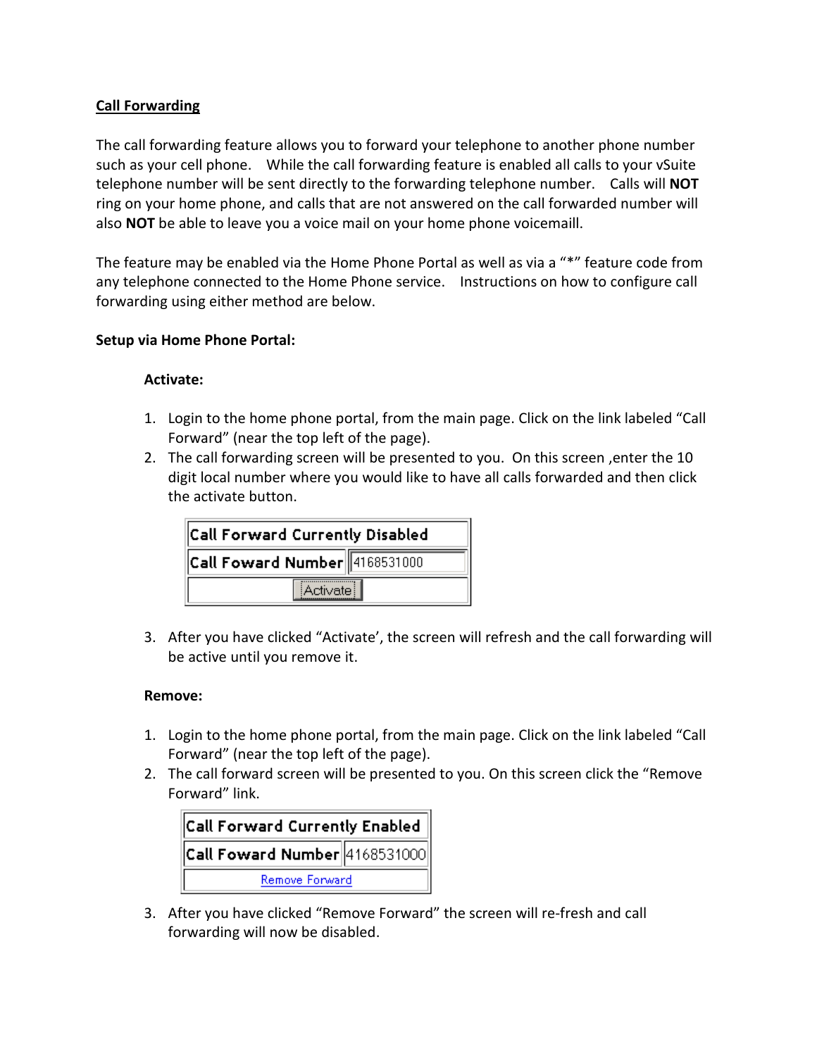## Call Forwarding

The call forwarding feature allows you to forward your telephone to another phone number such as your cell phone. While the call forwarding feature is enabled all calls to your vSuite telephone number will be sent directly to the forwarding telephone number. Calls will **NOT** ring on your home phone, and calls that are not answered on the call forwarded number will also **NOT** be able to leave you a voice mail on your home phone voicemaill.

The feature may be enabled via the Home Phone Portal as well as via a "*" feature code from any telephone connected to the Home Phone service. Instructions on how to configure call forwarding using either method are below.

**Setup via Home Phone Portal:**

**Activate:**

1. Login to the home phone portal, from the main page. Click on the link labeled "Call Forward" (near the top left of the page).
2. The call forwarding screen will be presented to you. On this screen ,enter the 10 digit local number where you would like to have all calls forwarded and then click the activate button.

| Call Forward Currently Disabled | |
|---|---|
| Call Foward Number | 4168531000 |
| Activate | |

3. After you have clicked "Activate', the screen will refresh and the call forwarding will be active until you remove it.

**Remove:**

1. Login to the home phone portal, from the main page. Click on the link labeled "Call Forward" (near the top left of the page).
2. The call forward screen will be presented to you. On this screen click the "Remove Forward" link.

| Call Forward Currently Enabled | |
|---|---|
| Call Foward Number | 4168531000 |
| Remove Forward | |

3. After you have clicked "Remove Forward" the screen will re-fresh and call forwarding will now be disabled.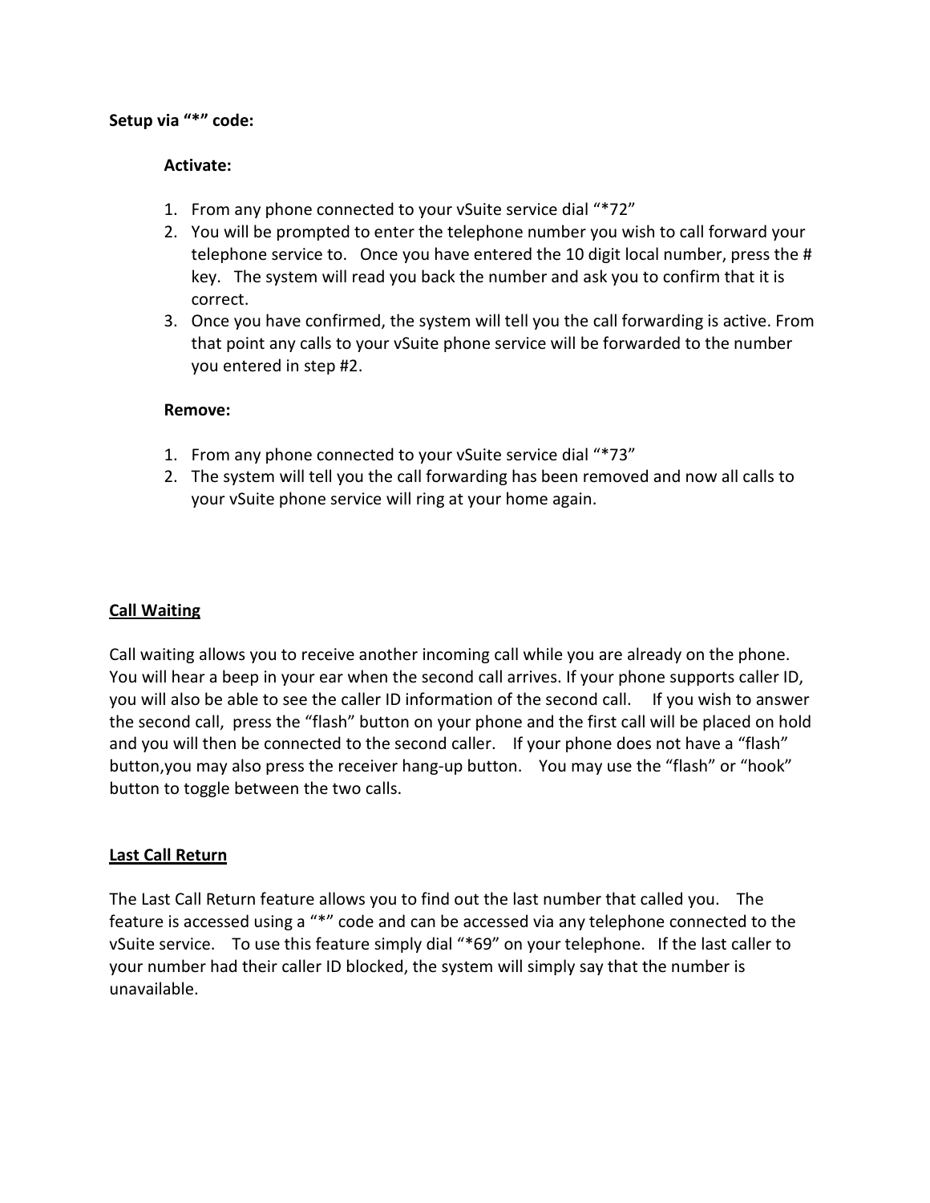**Setup via "*" code:**

**Activate:**

1. From any phone connected to your vSuite service dial "*72"
2. You will be prompted to enter the telephone number you wish to call forward your telephone service to. Once you have entered the 10 digit local number, press the # key. The system will read you back the number and ask you to confirm that it is correct.
3. Once you have confirmed, the system will tell you the call forwarding is active. From that point any calls to your vSuite phone service will be forwarded to the number you entered in step #2.

**Remove:**

1. From any phone connected to your vSuite service dial "*73"
2. The system will tell you the call forwarding has been removed and now all calls to your vSuite phone service will ring at your home again.

## <u>Call Waiting</u>

Call waiting allows you to receive another incoming call while you are already on the phone. You will hear a beep in your ear when the second call arrives. If your phone supports caller ID, you will also be able to see the caller ID information of the second call. If you wish to answer the second call, press the "flash" button on your phone and the first call will be placed on hold and you will then be connected to the second caller. If your phone does not have a "flash" button,you may also press the receiver hang-up button. You may use the "flash" or "hook" button to toggle between the two calls.

## <u>Last Call Return</u>

The Last Call Return feature allows you to find out the last number that called you. The feature is accessed using a "*" code and can be accessed via any telephone connected to the vSuite service. To use this feature simply dial "*69" on your telephone. If the last caller to your number had their caller ID blocked, the system will simply say that the number is unavailable.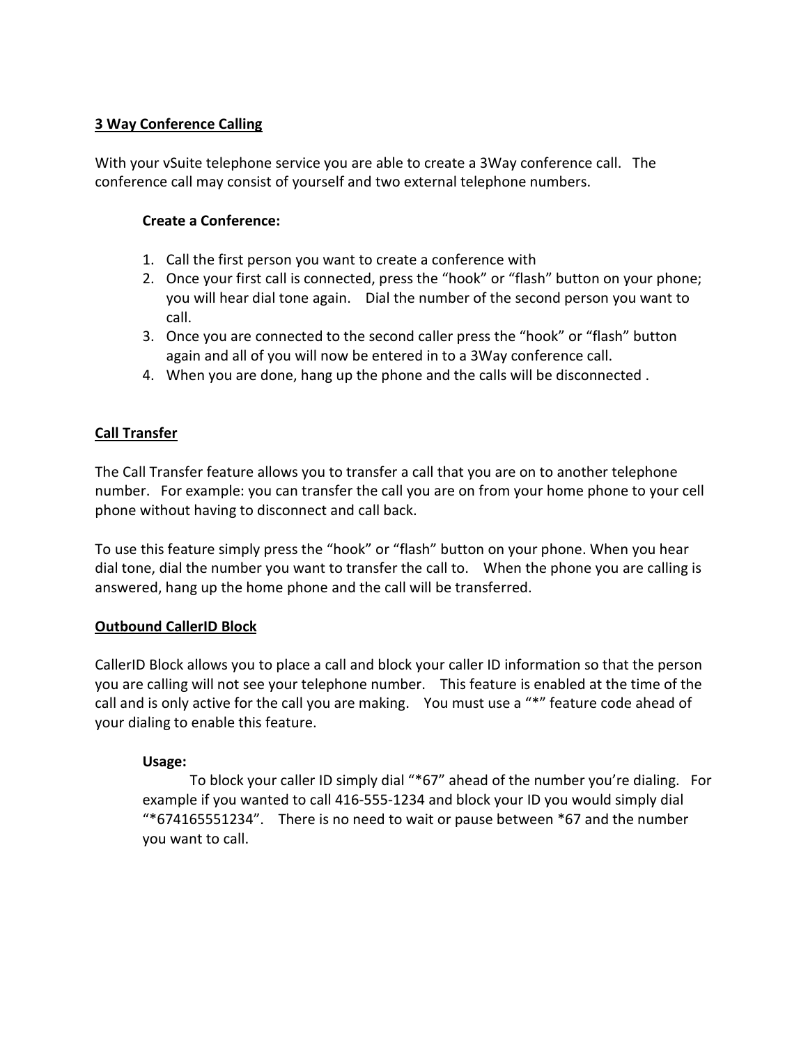## 3 Way Conference Calling

With your vSuite telephone service you are able to create a 3Way conference call. The conference call may consist of yourself and two external telephone numbers.

**Create a Conference:**

1. Call the first person you want to create a conference with
2. Once your first call is connected, press the "hook" or "flash" button on your phone; you will hear dial tone again. Dial the number of the second person you want to call.
3. Once you are connected to the second caller press the "hook" or "flash" button again and all of you will now be entered in to a 3Way conference call.
4. When you are done, hang up the phone and the calls will be disconnected .

## Call Transfer

The Call Transfer feature allows you to transfer a call that you are on to another telephone number. For example: you can transfer the call you are on from your home phone to your cell phone without having to disconnect and call back.

To use this feature simply press the "hook" or "flash" button on your phone. When you hear dial tone, dial the number you want to transfer the call to. When the phone you are calling is answered, hang up the home phone and the call will be transferred.

## Outbound CallerID Block

CallerID Block allows you to place a call and block your caller ID information so that the person you are calling will not see your telephone number. This feature is enabled at the time of the call and is only active for the call you are making. You must use a "*" feature code ahead of your dialing to enable this feature.

**Usage:**

To block your caller ID simply dial "*67" ahead of the number you're dialing. For example if you wanted to call 416-555-1234 and block your ID you would simply dial "*674165551234". There is no need to wait or pause between *67 and the number you want to call.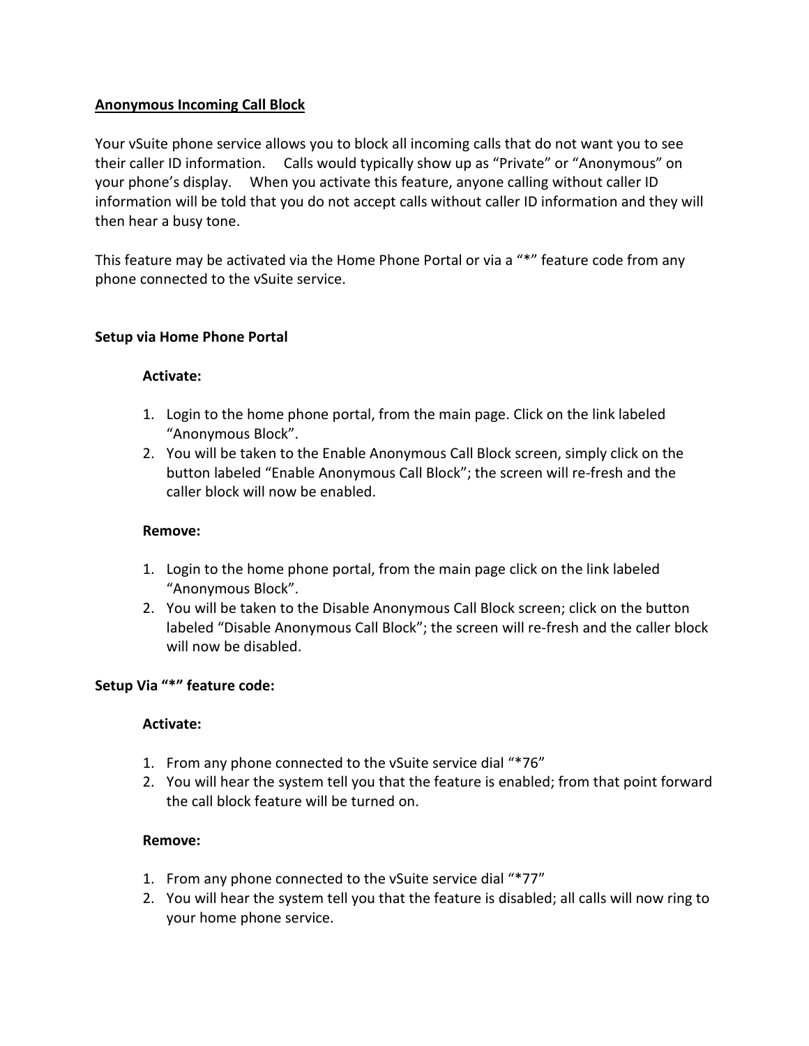## Anonymous Incoming Call Block

Your vSuite phone service allows you to block all incoming calls that do not want you to see their caller ID information. Calls would typically show up as “Private” or “Anonymous” on your phone’s display. When you activate this feature, anyone calling without caller ID information will be told that you do not accept calls without caller ID information and they will then hear a busy tone.

This feature may be activated via the Home Phone Portal or via a “*” feature code from any phone connected to the vSuite service.

### Setup via Home Phone Portal

**Activate:**

1. Login to the home phone portal, from the main page. Click on the link labeled “Anonymous Block”.
2. You will be taken to the Enable Anonymous Call Block screen, simply click on the button labeled “Enable Anonymous Call Block”; the screen will re-fresh and the caller block will now be enabled.

**Remove:**

1. Login to the home phone portal, from the main page click on the link labeled “Anonymous Block”.
2. You will be taken to the Disable Anonymous Call Block screen; click on the button labeled “Disable Anonymous Call Block”; the screen will re-fresh and the caller block will now be disabled.

### Setup Via “*” feature code:

**Activate:**

1. From any phone connected to the vSuite service dial “*76”
2. You will hear the system tell you that the feature is enabled; from that point forward the call block feature will be turned on.

**Remove:**

1. From any phone connected to the vSuite service dial “*77”
2. You will hear the system tell you that the feature is disabled; all calls will now ring to your home phone service.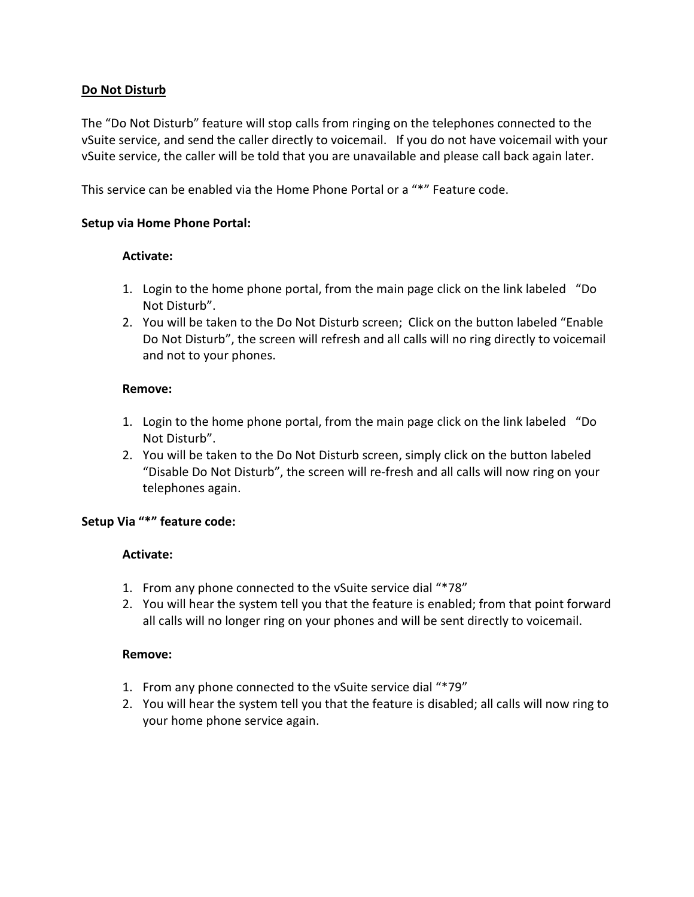## Do Not Disturb

The "Do Not Disturb" feature will stop calls from ringing on the telephones connected to the vSuite service, and send the caller directly to voicemail. If you do not have voicemail with your vSuite service, the caller will be told that you are unavailable and please call back again later.

This service can be enabled via the Home Phone Portal or a "*" Feature code.

**Setup via Home Phone Portal:**

**Activate:**

1. Login to the home phone portal, from the main page click on the link labeled "Do Not Disturb".
2. You will be taken to the Do Not Disturb screen; Click on the button labeled "Enable Do Not Disturb", the screen will refresh and all calls will no ring directly to voicemail and not to your phones.

**Remove:**

1. Login to the home phone portal, from the main page click on the link labeled "Do Not Disturb".
2. You will be taken to the Do Not Disturb screen, simply click on the button labeled "Disable Do Not Disturb", the screen will re-fresh and all calls will now ring on your telephones again.

**Setup Via "*" feature code:**

**Activate:**

1. From any phone connected to the vSuite service dial "*78"
2. You will hear the system tell you that the feature is enabled; from that point forward all calls will no longer ring on your phones and will be sent directly to voicemail.

**Remove:**

1. From any phone connected to the vSuite service dial "*79"
2. You will hear the system tell you that the feature is disabled; all calls will now ring to your home phone service again.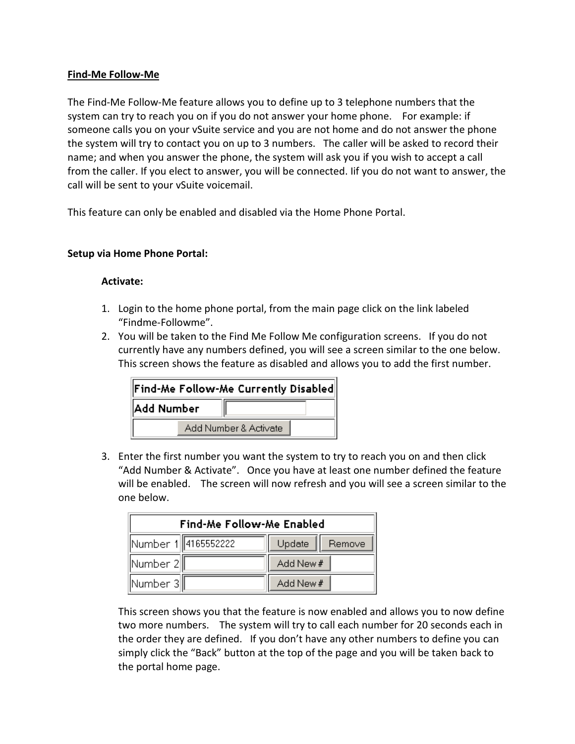**Find-Me Follow-Me**

The Find-Me Follow-Me feature allows you to define up to 3 telephone numbers that the system can try to reach you on if you do not answer your home phone. For example: if someone calls you on your vSuite service and you are not home and do not answer the phone the system will try to contact you on up to 3 numbers. The caller will be asked to record their name; and when you answer the phone, the system will ask you if you wish to accept a call from the caller. If you elect to answer, you will be connected. Iif you do not want to answer, the call will be sent to your vSuite voicemail.

This feature can only be enabled and disabled via the Home Phone Portal.

**Setup via Home Phone Portal:**

**Activate:**

1. Login to the home phone portal, from the main page click on the link labeled "Findme-Followme".
2. You will be taken to the Find Me Follow Me configuration screens. If you do not currently have any numbers defined, you will see a screen similar to the one below. This screen shows the feature as disabled and allows you to add the first number.

| Find-Me Follow-Me Currently Disabled | |
|---|---|
| Add Number | |
| Add Number & Activate | |

3. Enter the first number you want the system to try to reach you on and then click "Add Number & Activate". Once you have at least one number defined the feature will be enabled. The screen will now refresh and you will see a screen similar to the one below.

| Find-Me Follow-Me Enabled | | | |
|---|---|---|---|
| Number 1 | 4165552222 | Update | Remove |
| Number 2 | | Add New # | |
| Number 3 | | Add New # | |

This screen shows you that the feature is now enabled and allows you to now define two more numbers. The system will try to call each number for 20 seconds each in the order they are defined. If you don't have any other numbers to define you can simply click the "Back" button at the top of the page and you will be taken back to the portal home page.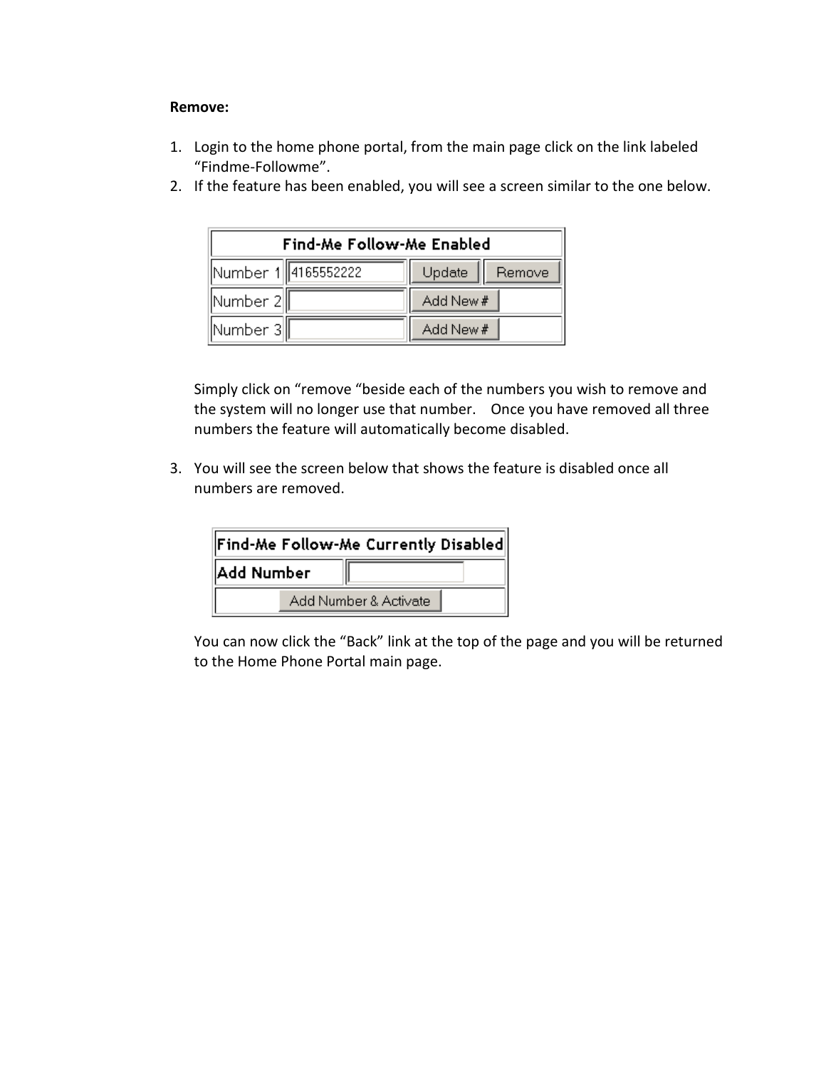**Remove:**

1. Login to the home phone portal, from the main page click on the link labeled "Findme-Followme".
2. If the feature has been enabled, you will see a screen similar to the one below.

| Find-Me Follow-Me Enabled | | | |
|---|---|---|---|
| Number 1 | 4165552222 | Update | Remove |
| Number 2 | | Add New # | |
| Number 3 | | Add New # | |

   Simply click on "remove "beside each of the numbers you wish to remove and the system will no longer use that number. Once you have removed all three numbers the feature will automatically become disabled.

3. You will see the screen below that shows the feature is disabled once all numbers are removed.

| Find-Me Follow-Me Currently Disabled | |
|---|---|
| Add Number | |
| Add Number & Activate | |

   You can now click the "Back" link at the top of the page and you will be returned to the Home Phone Portal main page.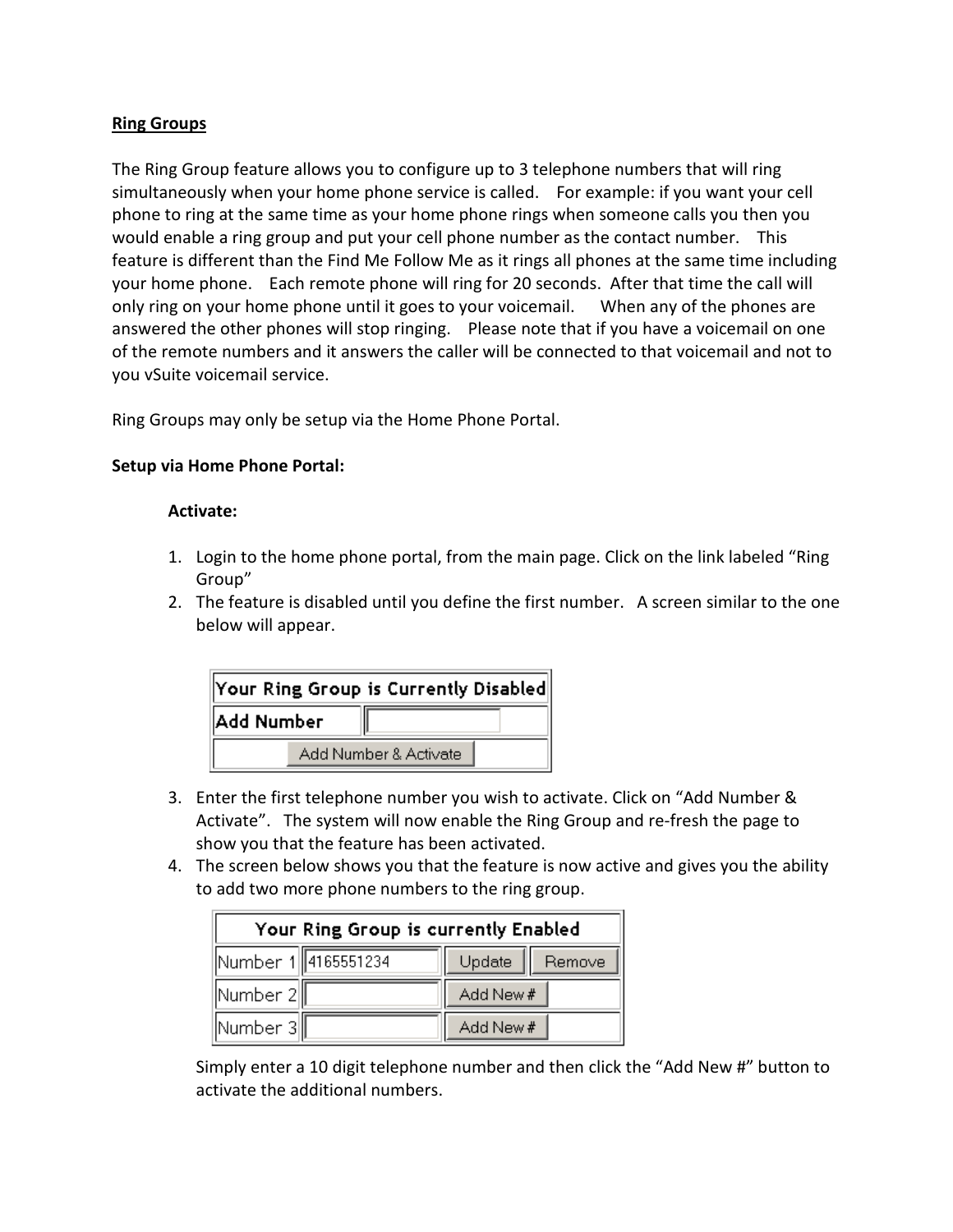**Ring Groups**

The Ring Group feature allows you to configure up to 3 telephone numbers that will ring simultaneously when your home phone service is called. For example: if you want your cell phone to ring at the same time as your home phone rings when someone calls you then you would enable a ring group and put your cell phone number as the contact number. This feature is different than the Find Me Follow Me as it rings all phones at the same time including your home phone. Each remote phone will ring for 20 seconds. After that time the call will only ring on your home phone until it goes to your voicemail. When any of the phones are answered the other phones will stop ringing. Please note that if you have a voicemail on one of the remote numbers and it answers the caller will be connected to that voicemail and not to you vSuite voicemail service.

Ring Groups may only be setup via the Home Phone Portal.

**Setup via Home Phone Portal:**

**Activate:**

1. Login to the home phone portal, from the main page. Click on the link labeled "Ring Group"
2. The feature is disabled until you define the first number. A screen similar to the one below will appear.

| Your Ring Group is Currently Disabled | |
|---|---|
| Add Number | |
| Add Number & Activate | |

3. Enter the first telephone number you wish to activate. Click on "Add Number & Activate". The system will now enable the Ring Group and re-fresh the page to show you that the feature has been activated.
4. The screen below shows you that the feature is now active and gives you the ability to add two more phone numbers to the ring group.

| Your Ring Group is currently Enabled | | | |
|---|---|---|---|
| Number 1 | 4165551234 | Update | Remove |
| Number 2 | | Add New # | |
| Number 3 | | Add New # | |

Simply enter a 10 digit telephone number and then click the "Add New #" button to activate the additional numbers.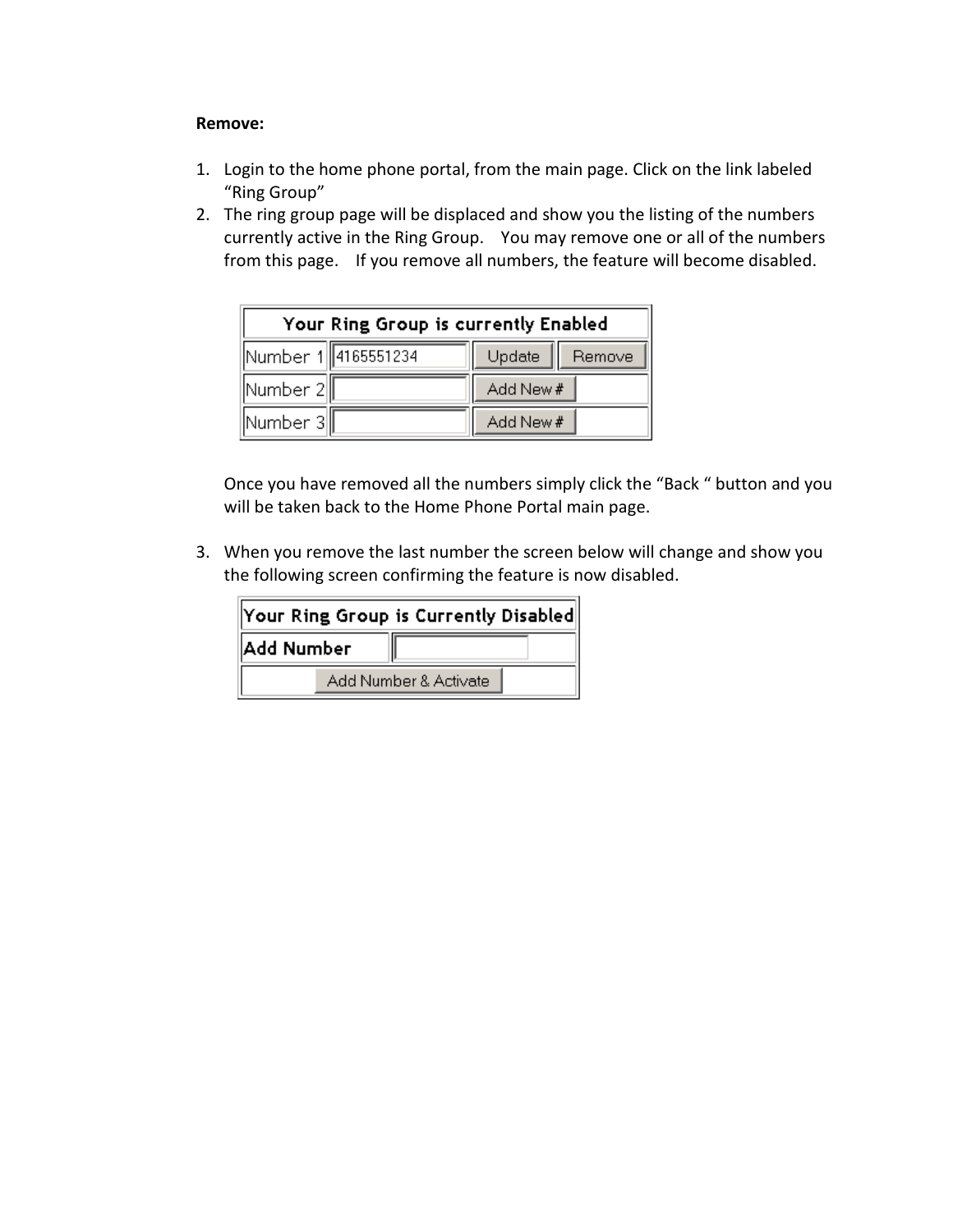**Remove:**

1. Login to the home phone portal, from the main page. Click on the link labeled "Ring Group"
2. The ring group page will be displaced and show you the listing of the numbers currently active in the Ring Group. You may remove one or all of the numbers from this page. If you remove all numbers, the feature will become disabled.

| Your Ring Group is currently Enabled | | | |
|---|---|---|---|
| Number 1 | 4165551234 | Update | Remove |
| Number 2 | | Add New # | |
| Number 3 | | Add New # | |

   Once you have removed all the numbers simply click the "Back " button and you will be taken back to the Home Phone Portal main page.

3. When you remove the last number the screen below will change and show you the following screen confirming the feature is now disabled.

| Your Ring Group is Currently Disabled | |
|---|---|
| Add Number | |
| Add Number & Activate | |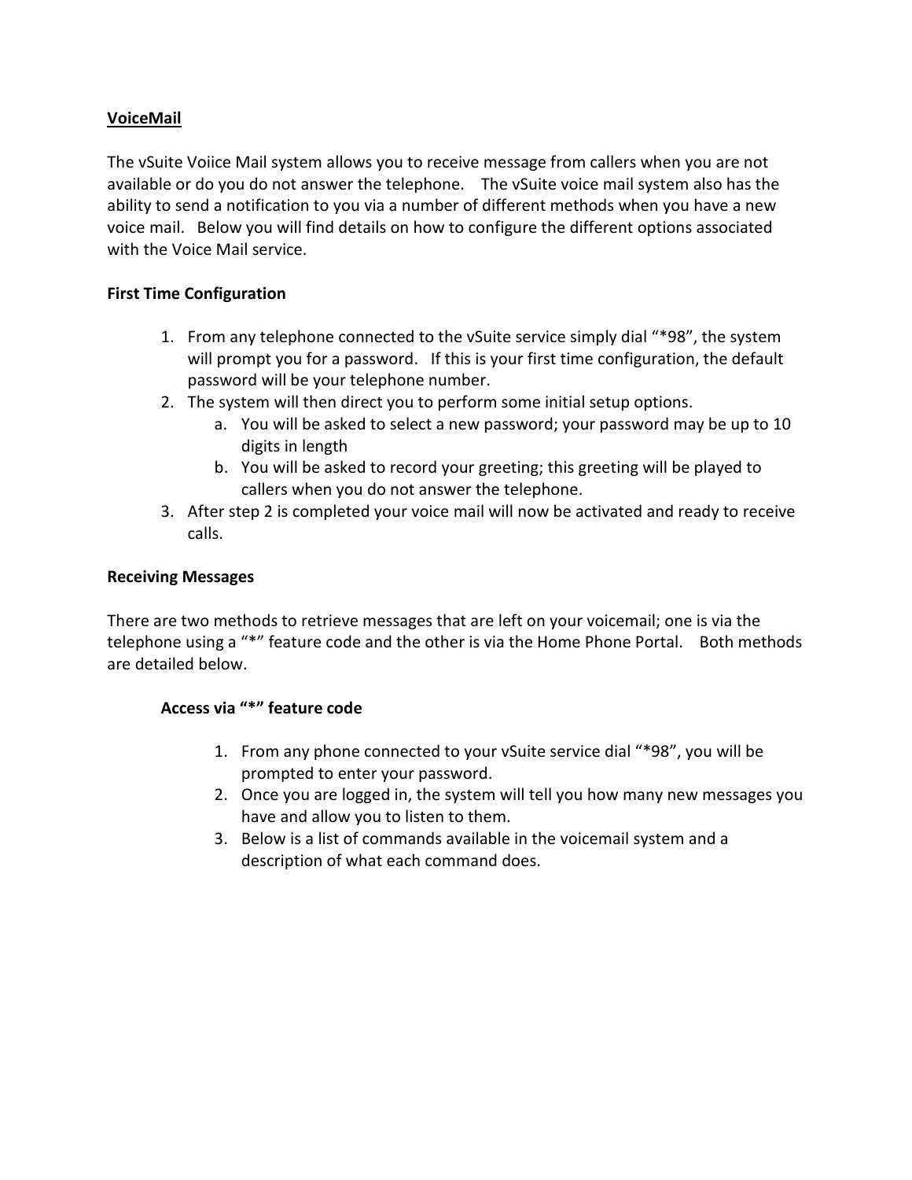## <u>VoiceMail</u>

The vSuite Voiice Mail system allows you to receive message from callers when you are not available or do you do not answer the telephone.  The vSuite voice mail system also has the ability to send a notification to you via a number of different methods when you have a new voice mail.  Below you will find details on how to configure the different options associated with the Voice Mail service.

### First Time Configuration

1. From any telephone connected to the vSuite service simply dial "*98", the system will prompt you for a password.  If this is your first time configuration, the default password will be your telephone number.
2. The system will then direct you to perform some initial setup options.
   a. You will be asked to select a new password; your password may be up to 10 digits in length
   b. You will be asked to record your greeting; this greeting will be played to callers when you do not answer the telephone.
3. After step 2 is completed your voice mail will now be activated and ready to receive calls.

### Receiving Messages

There are two methods to retrieve messages that are left on your voicemail; one is via the telephone using a "*" feature code and the other is via the Home Phone Portal.  Both methods are detailed below.

#### Access via "*" feature code

1. From any phone connected to your vSuite service dial "*98", you will be prompted to enter your password.
2. Once you are logged in, the system will tell you how many new messages you have and allow you to listen to them.
3. Below is a list of commands available in the voicemail system and a description of what each command does.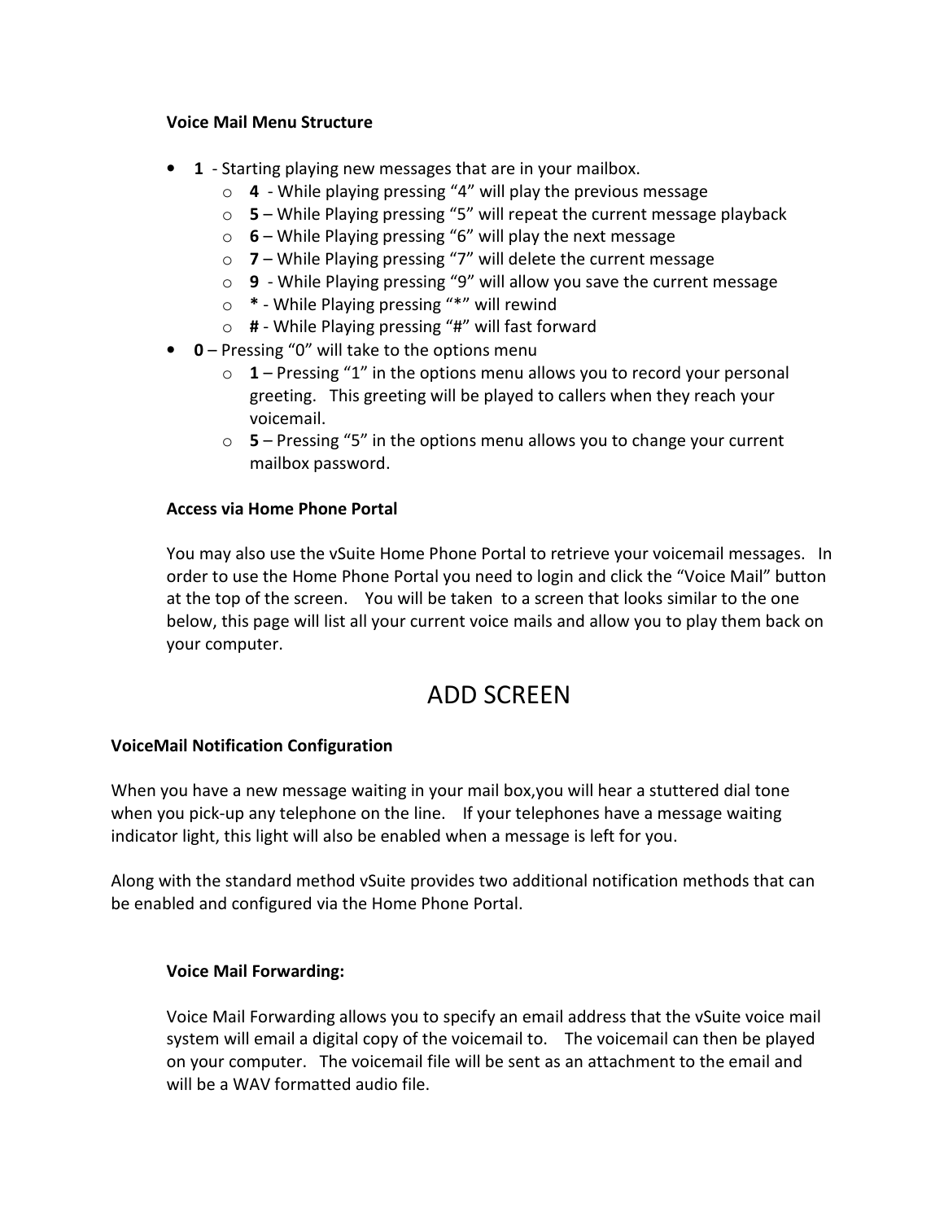**Voice Mail Menu Structure**

- **1** - Starting playing new messages that are in your mailbox.
  - **4** - While playing pressing "4" will play the previous message
  - **5** – While Playing pressing "5" will repeat the current message playback
  - **6** – While Playing pressing "6" will play the next message
  - **7** – While Playing pressing "7" will delete the current message
  - **9** - While Playing pressing "9" will allow you save the current message
  - **\*** - While Playing pressing "*" will rewind
  - **#** - While Playing pressing "#" will fast forward
- **0** – Pressing "0" will take to the options menu
  - **1** – Pressing "1" in the options menu allows you to record your personal greeting. This greeting will be played to callers when they reach your voicemail.
  - **5** – Pressing "5" in the options menu allows you to change your current mailbox password.

**Access via Home Phone Portal**

You may also use the vSuite Home Phone Portal to retrieve your voicemail messages. In order to use the Home Phone Portal you need to login and click the "Voice Mail" button at the top of the screen. You will be taken to a screen that looks similar to the one below, this page will list all your current voice mails and allow you to play them back on your computer.

ADD SCREEN

**VoiceMail Notification Configuration**

When you have a new message waiting in your mail box,you will hear a stuttered dial tone when you pick-up any telephone on the line. If your telephones have a message waiting indicator light, this light will also be enabled when a message is left for you.

Along with the standard method vSuite provides two additional notification methods that can be enabled and configured via the Home Phone Portal.

**Voice Mail Forwarding:**

Voice Mail Forwarding allows you to specify an email address that the vSuite voice mail system will email a digital copy of the voicemail to. The voicemail can then be played on your computer. The voicemail file will be sent as an attachment to the email and will be a WAV formatted audio file.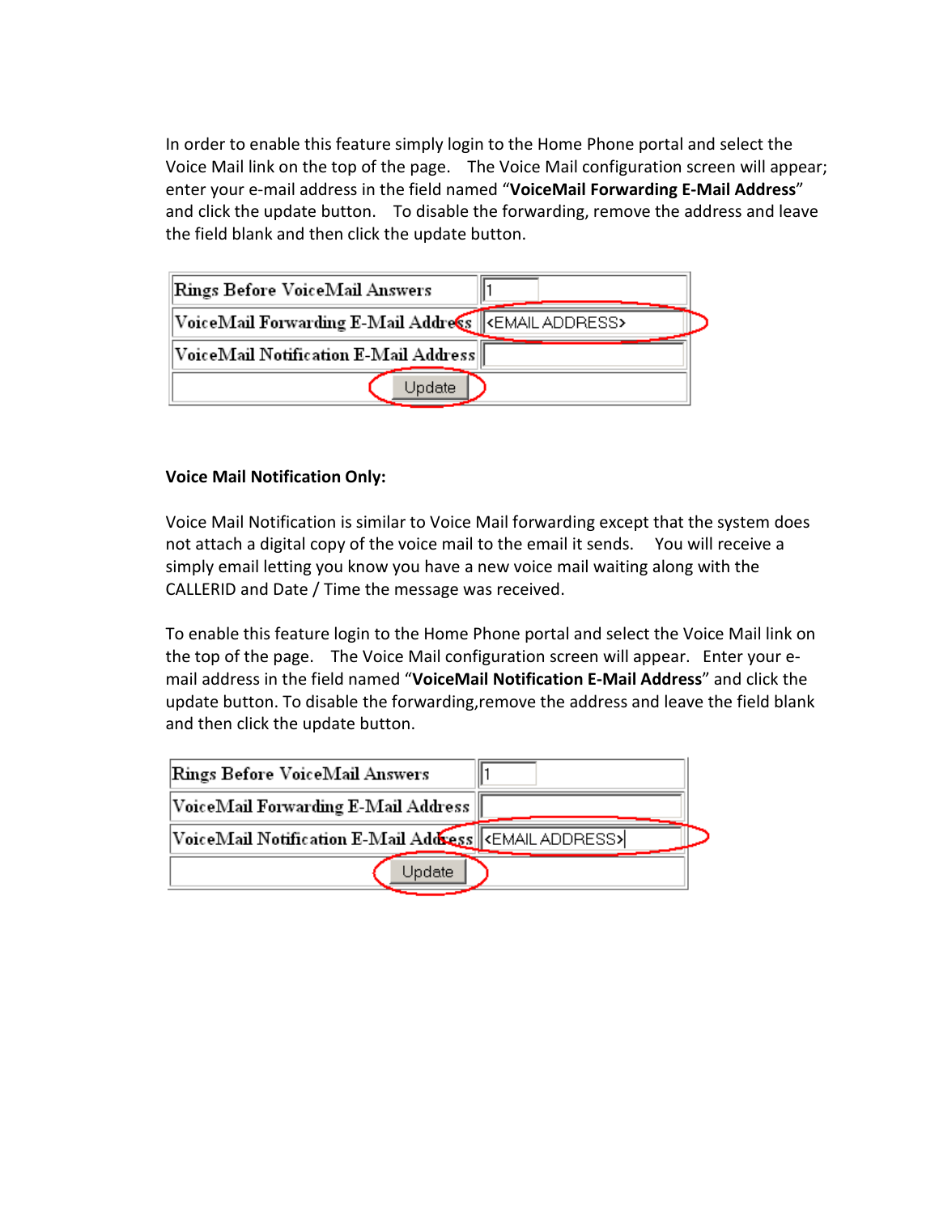In order to enable this feature simply login to the Home Phone portal and select the Voice Mail link on the top of the page. The Voice Mail configuration screen will appear; enter your e-mail address in the field named "**VoiceMail Forwarding E-Mail Address**" and click the update button. To disable the forwarding, remove the address and leave the field blank and then click the update button.

| | |
|---|---|
| Rings Before VoiceMail Answers | 1 |
| VoiceMail Forwarding E-Mail Address | <EMAIL ADDRESS> |
| VoiceMail Notification E-Mail Address | |
| Update | |

**Voice Mail Notification Only:**

Voice Mail Notification is similar to Voice Mail forwarding except that the system does not attach a digital copy of the voice mail to the email it sends. You will receive a simply email letting you know you have a new voice mail waiting along with the CALLERID and Date / Time the message was received.

To enable this feature login to the Home Phone portal and select the Voice Mail link on the top of the page. The Voice Mail configuration screen will appear. Enter your e-mail address in the field named "**VoiceMail Notification E-Mail Address**" and click the update button. To disable the forwarding,remove the address and leave the field blank and then click the update button.

| | |
|---|---|
| Rings Before VoiceMail Answers | 1 |
| VoiceMail Forwarding E-Mail Address | |
| VoiceMail Notification E-Mail Address | <EMAIL ADDRESS> |
| Update | |